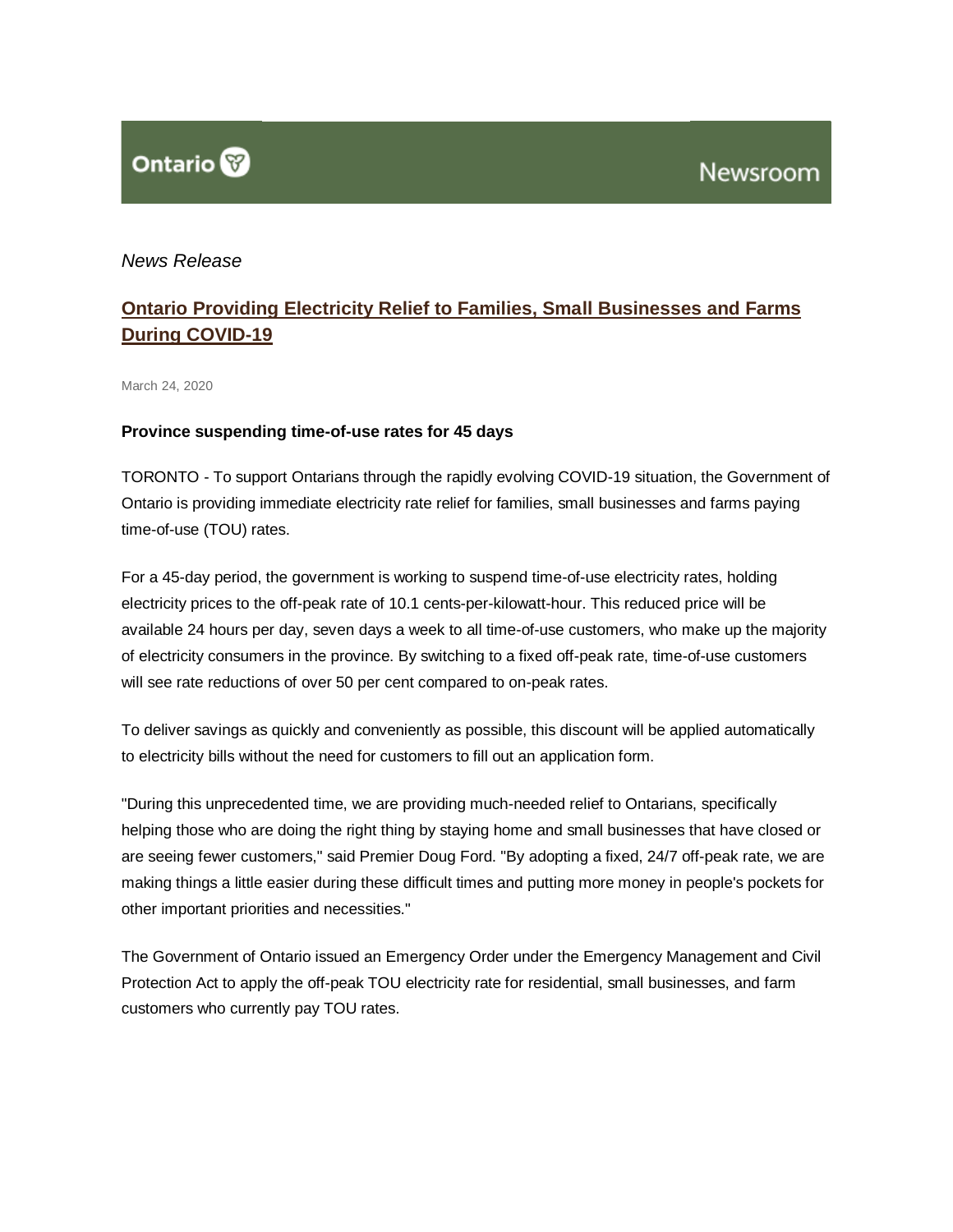Ontario Newsroom

*News Release*

# Ontario Providing Electricity Relief to Families, Small Businesses and Farms During COVID-19

March 24, 2020

**Province suspending time-of-use rates for 45 days**

TORONTO - To support Ontarians through the rapidly evolving COVID-19 situation, the Government of Ontario is providing immediate electricity rate relief for families, small businesses and farms paying time-of-use (TOU) rates.

For a 45-day period, the government is working to suspend time-of-use electricity rates, holding electricity prices to the off-peak rate of 10.1 cents-per-kilowatt-hour. This reduced price will be available 24 hours per day, seven days a week to all time-of-use customers, who make up the majority of electricity consumers in the province. By switching to a fixed off-peak rate, time-of-use customers will see rate reductions of over 50 per cent compared to on-peak rates.

To deliver savings as quickly and conveniently as possible, this discount will be applied automatically to electricity bills without the need for customers to fill out an application form.

"During this unprecedented time, we are providing much-needed relief to Ontarians, specifically helping those who are doing the right thing by staying home and small businesses that have closed or are seeing fewer customers," said Premier Doug Ford. "By adopting a fixed, 24/7 off-peak rate, we are making things a little easier during these difficult times and putting more money in people's pockets for other important priorities and necessities."

The Government of Ontario issued an Emergency Order under the Emergency Management and Civil Protection Act to apply the off-peak TOU electricity rate for residential, small businesses, and farm customers who currently pay TOU rates.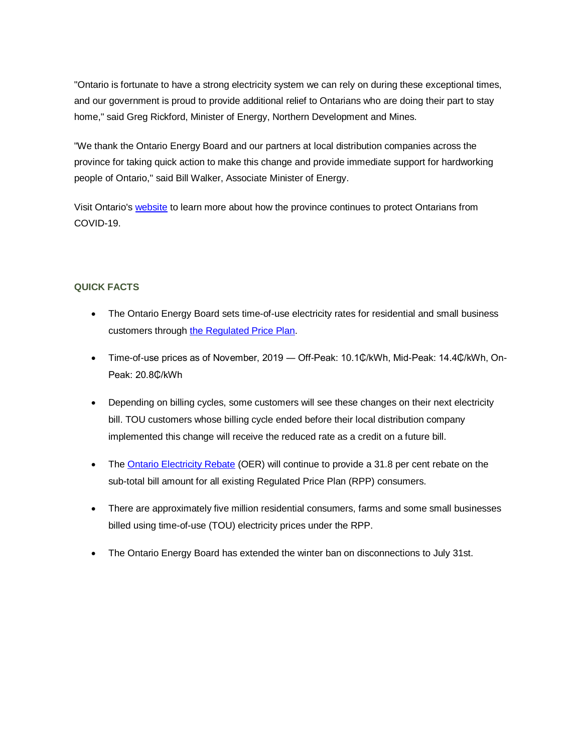"Ontario is fortunate to have a strong electricity system we can rely on during these exceptional times, and our government is proud to provide additional relief to Ontarians who are doing their part to stay home," said Greg Rickford, Minister of Energy, Northern Development and Mines.

"We thank the Ontario Energy Board and our partners at local distribution companies across the province for taking quick action to make this change and provide immediate support for hardworking people of Ontario," said Bill Walker, Associate Minister of Energy.

Visit Ontario's [website](#) to learn more about how the province continues to protect Ontarians from COVID-19.

## QUICK FACTS

- The Ontario Energy Board sets time-of-use electricity rates for residential and small business customers through [the Regulated Price Plan](#).
- Time-of-use prices as of November, 2019 — Off-Peak: 10.1₵/kWh, Mid-Peak: 14.4₵/kWh, On-Peak: 20.8₵/kWh
- Depending on billing cycles, some customers will see these changes on their next electricity bill. TOU customers whose billing cycle ended before their local distribution company implemented this change will receive the reduced rate as a credit on a future bill.
- The [Ontario Electricity Rebate](#) (OER) will continue to provide a 31.8 per cent rebate on the sub-total bill amount for all existing Regulated Price Plan (RPP) consumers.
- There are approximately five million residential consumers, farms and some small businesses billed using time-of-use (TOU) electricity prices under the RPP.
- The Ontario Energy Board has extended the winter ban on disconnections to July 31st.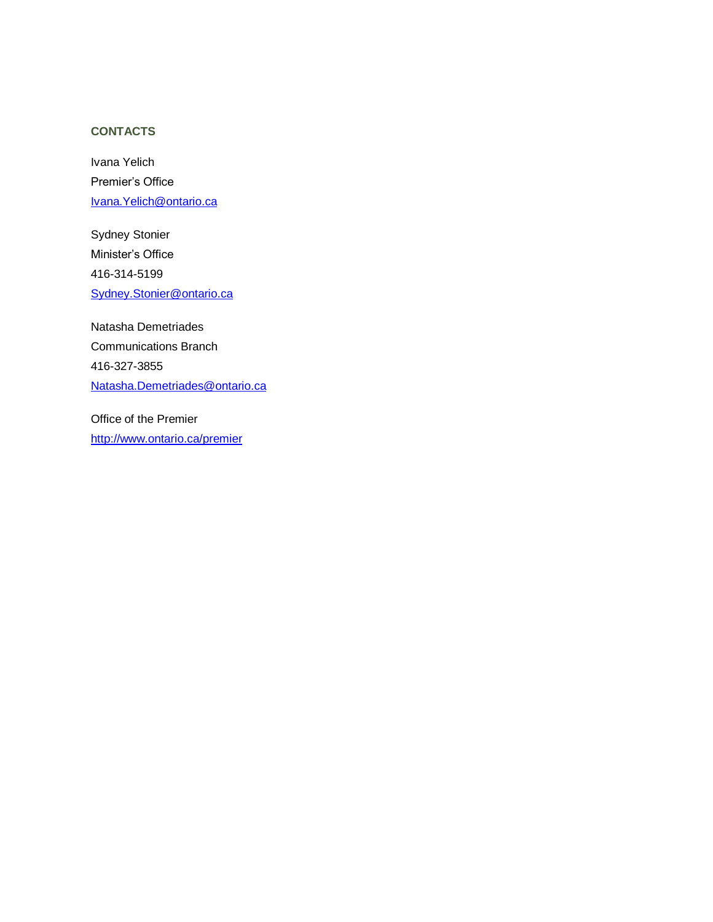## CONTACTS

Ivana Yelich
Premier's Office
Ivana.Yelich@ontario.ca

Sydney Stonier
Minister's Office
416-314-5199
Sydney.Stonier@ontario.ca

Natasha Demetriades
Communications Branch
416-327-3855
Natasha.Demetriades@ontario.ca

Office of the Premier
http://www.ontario.ca/premier